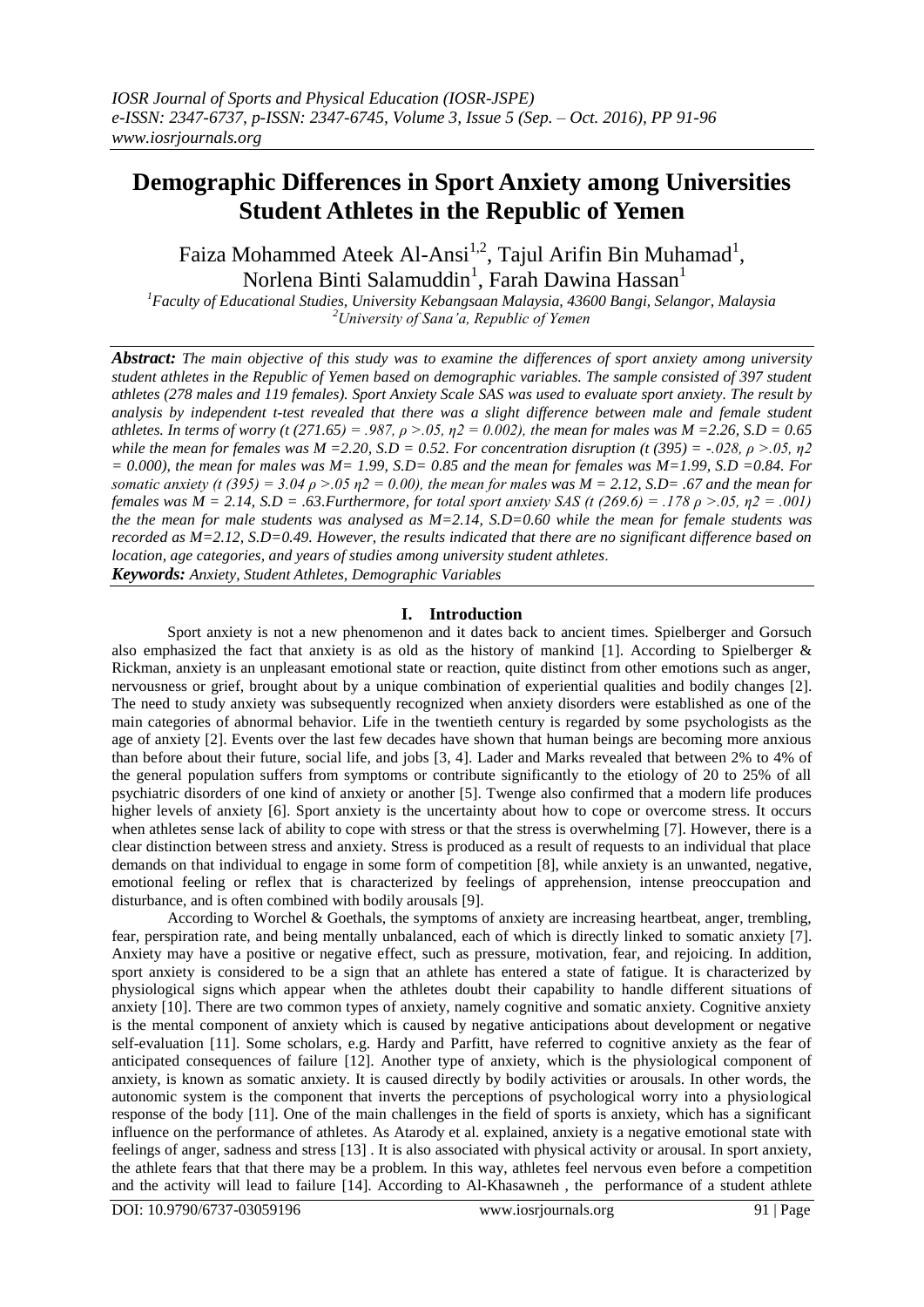# Demographic Differences in Sport Anxiety among Universities Student Athletes in the Republic of Yemen

Faiza Mohammed Ateek Al-Ansi[1,2], Tajul Arifin Bin Muhamad[1], Norlena Binti Salamuddin[1], Farah Dawina Hassan[1]

[1]*Faculty of Educational Studies, University Kebangsaan Malaysia, 43600 Bangi, Selangor, Malaysia*
[2]*University of Sana'a, Republic of Yemen*

***Abstract:*** *The main objective of this study was to examine the differences of sport anxiety among university student athletes in the Republic of Yemen based on demographic variables. The sample consisted of 397 student athletes (278 males and 119 females). Sport Anxiety Scale SAS was used to evaluate sport anxiety. The result by analysis by independent t-test revealed that there was a slight difference between male and female student athletes. In terms of worry ($t$ (271.65) = .987, $\rho$ >.05, $\eta 2$ = 0.002), the mean for males was M =2.26, S.D = 0.65 while the mean for females was M =2.20, S.D = 0.52. For concentration disruption ($t$ (395) = -.028, $\rho$ >.05, $\eta 2$ = 0.000), the mean for males was M= 1.99, S.D= 0.85 and the mean for females was M=1.99, S.D =0.84. For somatic anxiety ($t$ (395) = 3.04 $\rho$ >.05 $\eta 2$ = 0.00), the mean for males was M = 2.12, S.D= .67 and the mean for females was M = 2.14, S.D = .63.Furthermore, for total sport anxiety SAS ($t$ (269.6) = .178 $\rho$ >.05, $\eta 2$ = .001) the the mean for male students was analysed as M=2.14, S.D=0.60 while the mean for female students was recorded as M=2.12, S.D=0.49. However, the results indicated that there are no significant difference based on location, age categories, and years of studies among university student athletes.*

***Keywords:*** *Anxiety, Student Athletes, Demographic Variables*

## I. Introduction

Sport anxiety is not a new phenomenon and it dates back to ancient times. Spielberger and Gorsuch also emphasized the fact that anxiety is as old as the history of mankind [1]. According to Spielberger & Rickman, anxiety is an unpleasant emotional state or reaction, quite distinct from other emotions such as anger, nervousness or grief, brought about by a unique combination of experiential qualities and bodily changes [2]. The need to study anxiety was subsequently recognized when anxiety disorders were established as one of the main categories of abnormal behavior. Life in the twentieth century is regarded by some psychologists as the age of anxiety [2]. Events over the last few decades have shown that human beings are becoming more anxious than before about their future, social life, and jobs [3, 4]. Lader and Marks revealed that between 2% to 4% of the general population suffers from symptoms or contribute significantly to the etiology of 20 to 25% of all psychiatric disorders of one kind of anxiety or another [5]. Twenge also confirmed that a modern life produces higher levels of anxiety [6]. Sport anxiety is the uncertainty about how to cope or overcome stress. It occurs when athletes sense lack of ability to cope with stress or that the stress is overwhelming [7]. However, there is a clear distinction between stress and anxiety. Stress is produced as a result of requests to an individual that place demands on that individual to engage in some form of competition [8], while anxiety is an unwanted, negative, emotional feeling or reflex that is characterized by feelings of apprehension, intense preoccupation and disturbance, and is often combined with bodily arousals [9].

According to Worchel & Goethals, the symptoms of anxiety are increasing heartbeat, anger, trembling, fear, perspiration rate, and being mentally unbalanced, each of which is directly linked to somatic anxiety [7]. Anxiety may have a positive or negative effect, such as pressure, motivation, fear, and rejoicing. In addition, sport anxiety is considered to be a sign that an athlete has entered a state of fatigue. It is characterized by physiological signs which appear when the athletes doubt their capability to handle different situations of anxiety [10]. There are two common types of anxiety, namely cognitive and somatic anxiety. Cognitive anxiety is the mental component of anxiety which is caused by negative anticipations about development or negative self-evaluation [11]. Some scholars, e.g. Hardy and Parfitt, have referred to cognitive anxiety as the fear of anticipated consequences of failure [12]. Another type of anxiety, which is the physiological component of anxiety, is known as somatic anxiety. It is caused directly by bodily activities or arousals. In other words, the autonomic system is the component that inverts the perceptions of psychological worry into a physiological response of the body [11]. One of the main challenges in the field of sports is anxiety, which has a significant influence on the performance of athletes. As Atarody et al. explained, anxiety is a negative emotional state with feelings of anger, sadness and stress [13] . It is also associated with physical activity or arousal. In sport anxiety, the athlete fears that that there may be a problem. In this way, athletes feel nervous even before a competition and the activity will lead to failure [14]. According to Al-Khasawneh , the performance of a student athlete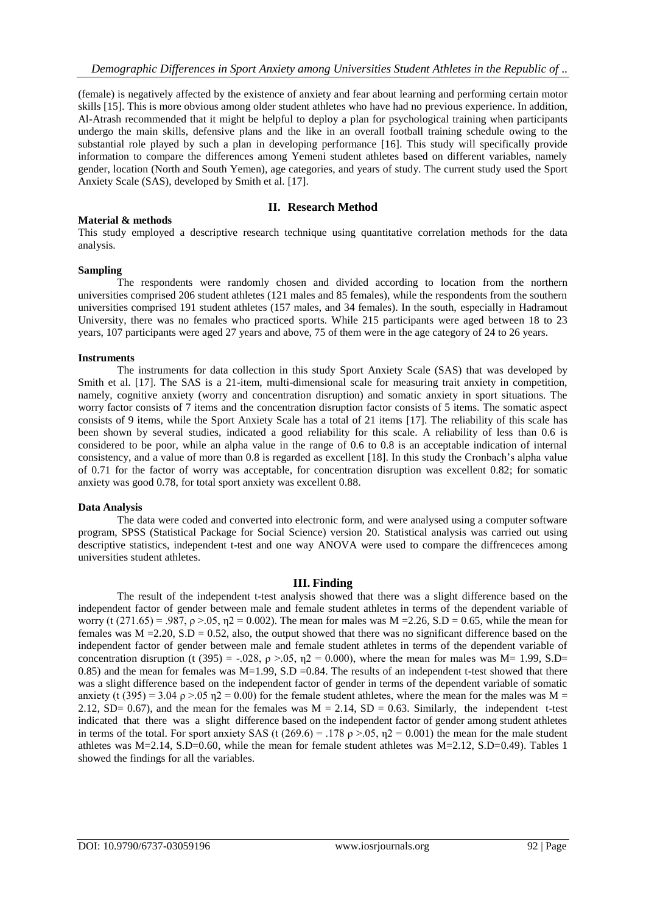(female) is negatively affected by the existence of anxiety and fear about learning and performing certain motor skills [15]. This is more obvious among older student athletes who have had no previous experience. In addition, Al-Atrash recommended that it might be helpful to deploy a plan for psychological training when participants undergo the main skills, defensive plans and the like in an overall football training schedule owing to the substantial role played by such a plan in developing performance [16]. This study will specifically provide information to compare the differences among Yemeni student athletes based on different variables, namely gender, location (North and South Yemen), age categories, and years of study. The current study used the Sport Anxiety Scale (SAS), developed by Smith et al. [17].

## II. Research Method

### Material & methods

This study employed a descriptive research technique using quantitative correlation methods for the data analysis.

### Sampling

The respondents were randomly chosen and divided according to location from the northern universities comprised 206 student athletes (121 males and 85 females), while the respondents from the southern universities comprised 191 student athletes (157 males, and 34 females). In the south, especially in Hadramout University, there was no females who practiced sports. While 215 participants were aged between 18 to 23 years, 107 participants were aged 27 years and above, 75 of them were in the age category of 24 to 26 years.

### Instruments

The instruments for data collection in this study Sport Anxiety Scale (SAS) that was developed by Smith et al. [17]. The SAS is a 21-item, multi-dimensional scale for measuring trait anxiety in competition, namely, cognitive anxiety (worry and concentration disruption) and somatic anxiety in sport situations. The worry factor consists of 7 items and the concentration disruption factor consists of 5 items. The somatic aspect consists of 9 items, while the Sport Anxiety Scale has a total of 21 items [17]. The reliability of this scale has been shown by several studies, indicated a good reliability for this scale. A reliability of less than 0.6 is considered to be poor, while an alpha value in the range of 0.6 to 0.8 is an acceptable indication of internal consistency, and a value of more than 0.8 is regarded as excellent [18]. In this study the Cronbach's alpha value of 0.71 for the factor of worry was acceptable, for concentration disruption was excellent 0.82; for somatic anxiety was good 0.78, for total sport anxiety was excellent 0.88.

### Data Analysis

The data were coded and converted into electronic form, and were analysed using a computer software program, SPSS (Statistical Package for Social Science) version 20. Statistical analysis was carried out using descriptive statistics, independent t-test and one way ANOVA were used to compare the diffrenceces among universities student athletes.

## III. Finding

The result of the independent t-test analysis showed that there was a slight difference based on the independent factor of gender between male and female student athletes in terms of the dependent variable of worry ($t(271.65) = .987$, $\rho > .05$, $\eta^2 = 0.002$). The mean for males was M =2.26, S.D = 0.65, while the mean for females was M =2.20, S.D = 0.52, also, the output showed that there was no significant difference based on the independent factor of gender between male and female student athletes in terms of the dependent variable of concentration disruption ($t(395) = -.028$, $\rho > .05$, $\eta^2 = 0.000$), where the mean for males was M= 1.99, S.D= 0.85) and the mean for females was M=1.99, S.D =0.84. The results of an independent t-test showed that there was a slight difference based on the independent factor of gender in terms of the dependent variable of somatic anxiety ($t(395) = 3.04$ $\rho > .05$ $\eta^2 = 0.00$) for the female student athletes, where the mean for the males was M = 2.12, SD= 0.67), and the mean for the females was M = 2.14, SD = 0.63. Similarly, the independent t-test indicated that there was a slight difference based on the independent factor of gender among student athletes in terms of the total. For sport anxiety SAS ($t(269.6) = .178$ $\rho > .05$, $\eta^2 = 0.001$) the mean for the male student athletes was M=2.14, S.D=0.60, while the mean for female student athletes was M=2.12, S.D=0.49). Tables 1 showed the findings for all the variables.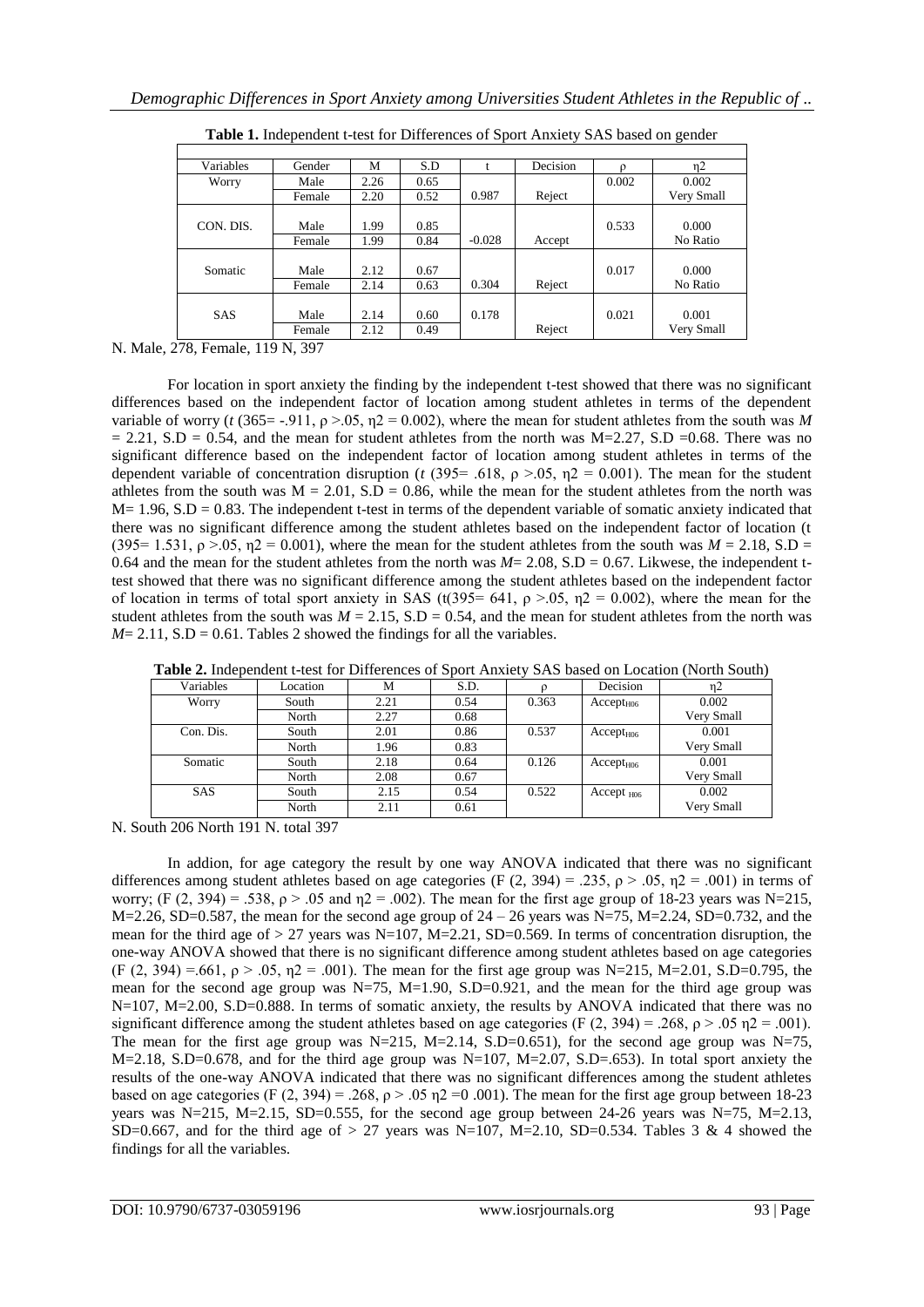**Table 1.** Independent t-test for Differences of Sport Anxiety SAS based on gender

| Variables | Gender | M | S.D | t | Decision | ρ | η2 |
|---|---|---|---|---|---|---|---|
| Worry | Male | 2.26 | 0.65 | | | 0.002 | 0.002 |
| | Female | 2.20 | 0.52 | 0.987 | Reject | | Very Small |
| CON. DIS. | Male | 1.99 | 0.85 | | | 0.533 | 0.000 |
| | Female | 1.99 | 0.84 | -0.028 | Accept | | No Ratio |
| Somatic | Male | 2.12 | 0.67 | | | 0.017 | 0.000 |
| | Female | 2.14 | 0.63 | 0.304 | Reject | | No Ratio |
| SAS | Male | 2.14 | 0.60 | 0.178 | | 0.021 | 0.001 |
| | Female | 2.12 | 0.49 | | Reject | | Very Small |

N. Male, 278, Female, 119 N, 397

For location in sport anxiety the finding by the independent t-test showed that there was no significant differences based on the independent factor of location among student athletes in terms of the dependent variable of worry ($t$ (365= -.911, $\rho$ >.05, $\eta2$ = 0.002), where the mean for student athletes from the south was $M$ = 2.21, S.D = 0.54, and the mean for student athletes from the north was M=2.27, S.D =0.68. There was no significant difference based on the independent factor of location among student athletes in terms of the dependent variable of concentration disruption ($t$ (395= .618, $\rho$ >.05, $\eta2$ = 0.001). The mean for the student athletes from the south was M = 2.01, S.D = 0.86, while the mean for the student athletes from the north was M= 1.96, S.D = 0.83. The independent t-test in terms of the dependent variable of somatic anxiety indicated that there was no significant difference among the student athletes based on the independent factor of location (t (395= 1.531, $\rho$ >.05, $\eta2$ = 0.001), where the mean for the student athletes from the south was $M$ = 2.18, S.D = 0.64 and the mean for the student athletes from the north was $M$= 2.08, S.D = 0.67. Likwese, the independent t-test showed that there was no significant difference among the student athletes based on the independent factor of location in terms of total sport anxiety in SAS (t(395= 641, $\rho$ >.05, $\eta2$ = 0.002), where the mean for the student athletes from the south was $M$ = 2.15, S.D = 0.54, and the mean for student athletes from the north was $M$= 2.11, S.D = 0.61. Tables 2 showed the findings for all the variables.

**Table 2.** Independent t-test for Differences of Sport Anxiety SAS based on Location (North South)

| Variables | Location | M | S.D. | ρ | Decision | η2 |
|---|---|---|---|---|---|---|
| Worry | South | 2.21 | 0.54 | 0.363 | $Accept_{H06}$ | 0.002 |
| | North | 2.27 | 0.68 | | | Very Small |
| Con. Dis. | South | 2.01 | 0.86 | 0.537 | $Accept_{H06}$ | 0.001 |
| | North | 1.96 | 0.83 | | | Very Small |
| Somatic | South | 2.18 | 0.64 | 0.126 | $Accept_{H06}$ | 0.001 |
| | North | 2.08 | 0.67 | | | Very Small |
| SAS | South | 2.15 | 0.54 | 0.522 | $Accept_{H06}$ | 0.002 |
| | North | 2.11 | 0.61 | | | Very Small |

N. South 206 North 191 N. total 397

In addion, for age category the result by one way ANOVA indicated that there was no significant differences among student athletes based on age categories (F (2, 394) = .235, $\rho$ > .05, $\eta2$ = .001) in terms of worry; (F (2, 394) = .538, $\rho$ > .05 and $\eta2$ = .002). The mean for the first age group of 18-23 years was N=215, M=2.26, SD=0.587, the mean for the second age group of 24 – 26 years was N=75, M=2.24, SD=0.732, and the mean for the third age of > 27 years was N=107, M=2.21, SD=0.569. In terms of concentration disruption, the one-way ANOVA showed that there is no significant difference among student athletes based on age categories (F (2, 394) =.661, $\rho$ > .05, $\eta2$ = .001). The mean for the first age group was N=215, M=2.01, S.D=0.795, the mean for the second age group was N=75, M=1.90, S.D=0.921, and the mean for the third age group was N=107, M=2.00, S.D=0.888. In terms of somatic anxiety, the results by ANOVA indicated that there was no significant difference among the student athletes based on age categories (F (2, 394) = .268, $\rho$ > .05 $\eta2$ = .001). The mean for the first age group was N=215, M=2.14, S.D=0.651), for the second age group was N=75, M=2.18, S.D=0.678, and for the third age group was N=107, M=2.07, S.D=.653). In total sport anxiety the results of the one-way ANOVA indicated that there was no significant differences among the student athletes based on age categories (F (2, 394) = .268, $\rho$ > .05 $\eta2$ =0 .001). The mean for the first age group between 18-23 years was N=215, M=2.15, SD=0.555, for the second age group between 24-26 years was N=75, M=2.13, SD=0.667, and for the third age of > 27 years was N=107, M=2.10, SD=0.534. Tables 3 & 4 showed the findings for all the variables.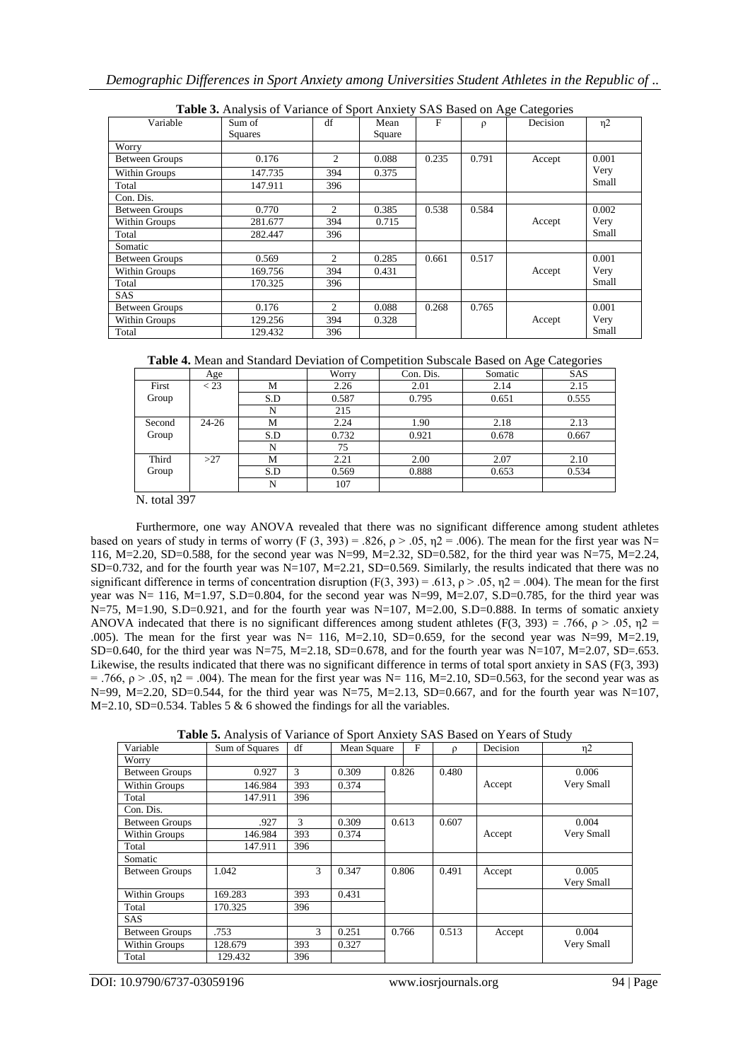**Table 3.** Analysis of Variance of Sport Anxiety SAS Based on Age Categories

| Variable | Sum of Squares | df | Mean Square | F | ρ | Decision | η2 |
|---|---|---|---|---|---|---|---|
| Worry | | | | | | | |
| Between Groups | 0.176 | 2 | 0.088 | 0.235 | 0.791 | Accept | 0.001 |
| Within Groups | 147.735 | 394 | 0.375 | | | | Very |
| Total | 147.911 | 396 | | | | | Small |
| Con. Dis. | | | | | | | |
| Between Groups | 0.770 | 2 | 0.385 | 0.538 | 0.584 | | 0.002 |
| Within Groups | 281.677 | 394 | 0.715 | | | Accept | Very |
| Total | 282.447 | 396 | | | | | Small |
| Somatic | | | | | | | |
| Between Groups | 0.569 | 2 | 0.285 | 0.661 | 0.517 | | 0.001 |
| Within Groups | 169.756 | 394 | 0.431 | | | Accept | Very |
| Total | 170.325 | 396 | | | | | Small |
| SAS | | | | | | | |
| Between Groups | 0.176 | 2 | 0.088 | 0.268 | 0.765 | | 0.001 |
| Within Groups | 129.256 | 394 | 0.328 | | | Accept | Very |
| Total | 129.432 | 396 | | | | | Small |

**Table 4.** Mean and Standard Deviation of Competition Subscale Based on Age Categories

| | Age | | Worry | Con. Dis. | Somatic | SAS |
|---|---|---|---|---|---|---|
| First Group | < 23 | M | 2.26 | 2.01 | 2.14 | 2.15 |
| | | S.D | 0.587 | 0.795 | 0.651 | 0.555 |
| | | N | 215 | | | |
| Second Group | 24-26 | M | 2.24 | 1.90 | 2.18 | 2.13 |
| | | S.D | 0.732 | 0.921 | 0.678 | 0.667 |
| | | N | 75 | | | |
| Third Group | >27 | M | 2.21 | 2.00 | 2.07 | 2.10 |
| | | S.D | 0.569 | 0.888 | 0.653 | 0.534 |
| | | N | 107 | | | |

N. total 397

Furthermore, one way ANOVA revealed that there was no significant difference among student athletes based on years of study in terms of worry ($F(3, 393) = .826$, $\rho > .05$, $\eta 2 = .006$). The mean for the first year was N= 116, M=2.20, SD=0.588, for the second year was N=99, M=2.32, SD=0.582, for the third year was N=75, M=2.24, SD=0.732, and for the fourth year was N=107, M=2.21, SD=0.569. Similarly, the results indicated that there was no significant difference in terms of concentration disruption ($F(3, 393) = .613$, $\rho > .05$, $\eta 2 = .004$). The mean for the first year was N= 116, M=1.97, S.D=0.804, for the second year was N=99, M=2.07, S.D=0.785, for the third year was N=75, M=1.90, S.D=0.921, and for the fourth year was N=107, M=2.00, S.D=0.888. In terms of somatic anxiety ANOVA indecated that there is no significant differences among student athletes ($F(3, 393) = .766$, $\rho > .05$, $\eta 2 = .005$). The mean for the first year was N= 116, M=2.10, SD=0.659, for the second year was N=99, M=2.19, SD=0.640, for the third year was N=75, M=2.18, SD=0.678, and for the fourth year was N=107, M=2.07, SD=.653. Likewise, the results indicated that there was no significant difference in terms of total sport anxiety in SAS ($F(3, 393) = .766$, $\rho > .05$, $\eta 2 = .004$). The mean for the first year was N= 116, M=2.10, SD=0.563, for the second year was as N=99, M=2.20, SD=0.544, for the third year was N=75, M=2.13, SD=0.667, and for the fourth year was N=107, M=2.10, SD=0.534. Tables 5 & 6 showed the findings for all the variables.

**Table 5.** Analysis of Variance of Sport Anxiety SAS Based on Years of Study

| Variable | Sum of Squares | df | Mean Square | F | ρ | Decision | η2 |
|---|---|---|---|---|---|---|---|
| Worry | | | | | | | |
| Between Groups | 0.927 | 3 | 0.309 | 0.826 | 0.480 | | 0.006 |
| Within Groups | 146.984 | 393 | 0.374 | | | Accept | Very Small |
| Total | 147.911 | 396 | | | | | |
| Con. Dis. | | | | | | | |
| Between Groups | .927 | 3 | 0.309 | 0.613 | 0.607 | | 0.004 |
| Within Groups | 146.984 | 393 | 0.374 | | | Accept | Very Small |
| Total | 147.911 | 396 | | | | | |
| Somatic | | | | | | | |
| Between Groups | 1.042 | 3 | 0.347 | 0.806 | 0.491 | Accept | 0.005 Very Small |
| Within Groups | 169.283 | 393 | 0.431 | | | | |
| Total | 170.325 | 396 | | | | | |
| SAS | | | | | | | |
| Between Groups | .753 | 3 | 0.251 | 0.766 | 0.513 | Accept | 0.004 |
| Within Groups | 128.679 | 393 | 0.327 | | | | Very Small |
| Total | 129.432 | 396 | | | | | |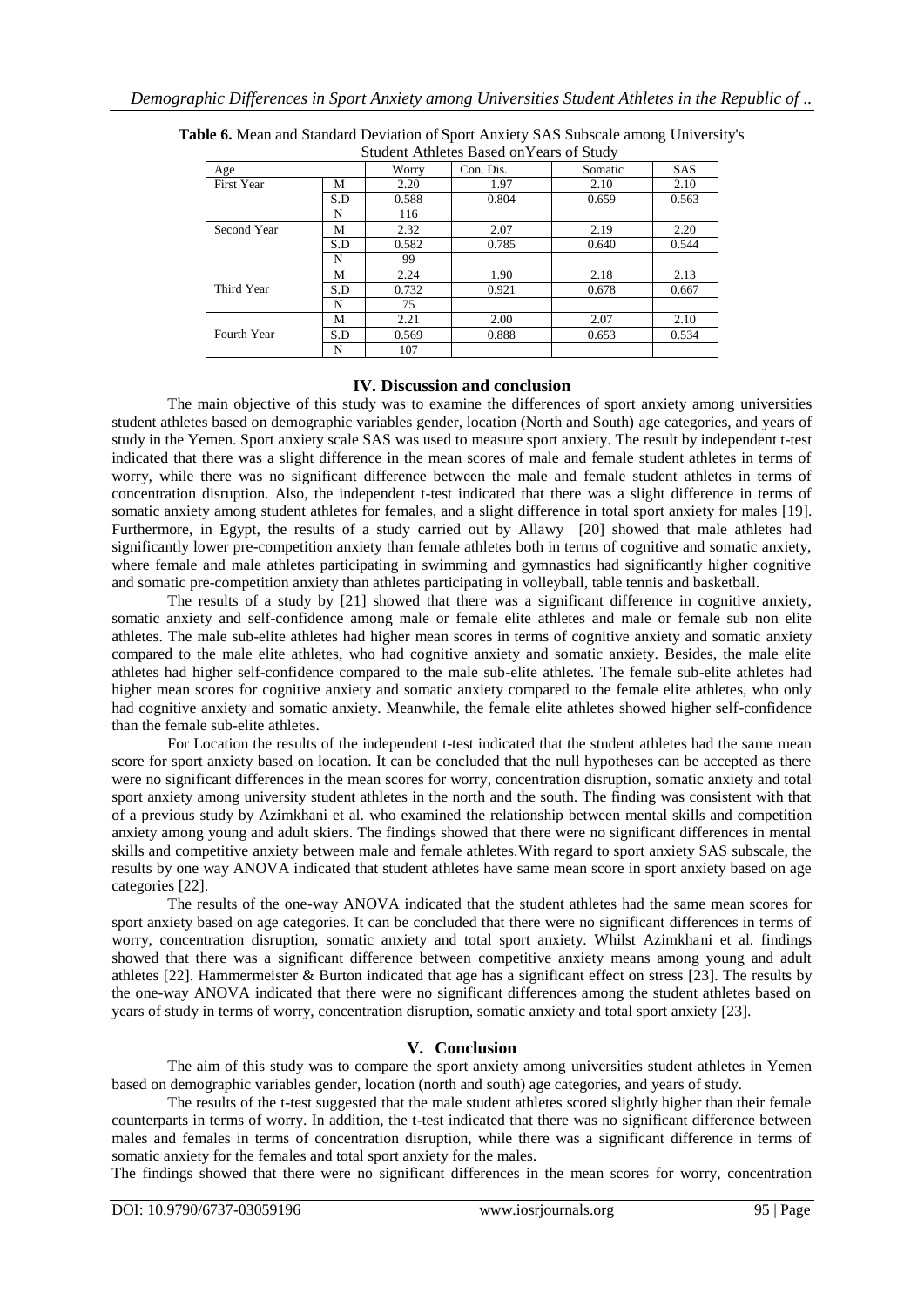**Table 6.** Mean and Standard Deviation of Sport Anxiety SAS Subscale among University's Student Athletes Based onYears of Study

| Age | | Worry | Con. Dis. | Somatic | SAS |
|---|---|---|---|---|---|
| First Year | M | 2.20 | 1.97 | 2.10 | 2.10 |
| | S.D | 0.588 | 0.804 | 0.659 | 0.563 |
| | N | 116 | | | |
| Second Year | M | 2.32 | 2.07 | 2.19 | 2.20 |
| | S.D | 0.582 | 0.785 | 0.640 | 0.544 |
| | N | 99 | | | |
| Third Year | M | 2.24 | 1.90 | 2.18 | 2.13 |
| | S.D | 0.732 | 0.921 | 0.678 | 0.667 |
| | N | 75 | | | |
| Fourth Year | M | 2.21 | 2.00 | 2.07 | 2.10 |
| | S.D | 0.569 | 0.888 | 0.653 | 0.534 |
| | N | 107 | | | |

## IV. Discussion and conclusion

The main objective of this study was to examine the differences of sport anxiety among universities student athletes based on demographic variables gender, location (North and South) age categories, and years of study in the Yemen. Sport anxiety scale SAS was used to measure sport anxiety. The result by independent t-test indicated that there was a slight difference in the mean scores of male and female student athletes in terms of worry, while there was no significant difference between the male and female student athletes in terms of concentration disruption. Also, the independent t-test indicated that there was a slight difference in terms of somatic anxiety among student athletes for females, and a slight difference in total sport anxiety for males [19]. Furthermore, in Egypt, the results of a study carried out by Allawy [20] showed that male athletes had significantly lower pre-competition anxiety than female athletes both in terms of cognitive and somatic anxiety, where female and male athletes participating in swimming and gymnastics had significantly higher cognitive and somatic pre-competition anxiety than athletes participating in volleyball, table tennis and basketball.

The results of a study by [21] showed that there was a significant difference in cognitive anxiety, somatic anxiety and self-confidence among male or female elite athletes and male or female sub non elite athletes. The male sub-elite athletes had higher mean scores in terms of cognitive anxiety and somatic anxiety compared to the male elite athletes, who had cognitive anxiety and somatic anxiety. Besides, the male elite athletes had higher self-confidence compared to the male sub-elite athletes. The female sub-elite athletes had higher mean scores for cognitive anxiety and somatic anxiety compared to the female elite athletes, who only had cognitive anxiety and somatic anxiety. Meanwhile, the female elite athletes showed higher self-confidence than the female sub-elite athletes.

For Location the results of the independent t-test indicated that the student athletes had the same mean score for sport anxiety based on location. It can be concluded that the null hypotheses can be accepted as there were no significant differences in the mean scores for worry, concentration disruption, somatic anxiety and total sport anxiety among university student athletes in the north and the south. The finding was consistent with that of a previous study by Azimkhani et al. who examined the relationship between mental skills and competition anxiety among young and adult skiers. The findings showed that there were no significant differences in mental skills and competitive anxiety between male and female athletes.With regard to sport anxiety SAS subscale, the results by one way ANOVA indicated that student athletes have same mean score in sport anxiety based on age categories [22].

The results of the one-way ANOVA indicated that the student athletes had the same mean scores for sport anxiety based on age categories. It can be concluded that there were no significant differences in terms of worry, concentration disruption, somatic anxiety and total sport anxiety. Whilst Azimkhani et al. findings showed that there was a significant difference between competitive anxiety means among young and adult athletes [22]. Hammermeister & Burton indicated that age has a significant effect on stress [23]. The results by the one-way ANOVA indicated that there were no significant differences among the student athletes based on years of study in terms of worry, concentration disruption, somatic anxiety and total sport anxiety [23].

## V. Conclusion

The aim of this study was to compare the sport anxiety among universities student athletes in Yemen based on demographic variables gender, location (north and south) age categories, and years of study.

The results of the t-test suggested that the male student athletes scored slightly higher than their female counterparts in terms of worry. In addition, the t-test indicated that there was no significant difference between males and females in terms of concentration disruption, while there was a significant difference in terms of somatic anxiety for the females and total sport anxiety for the males.

The findings showed that there were no significant differences in the mean scores for worry, concentration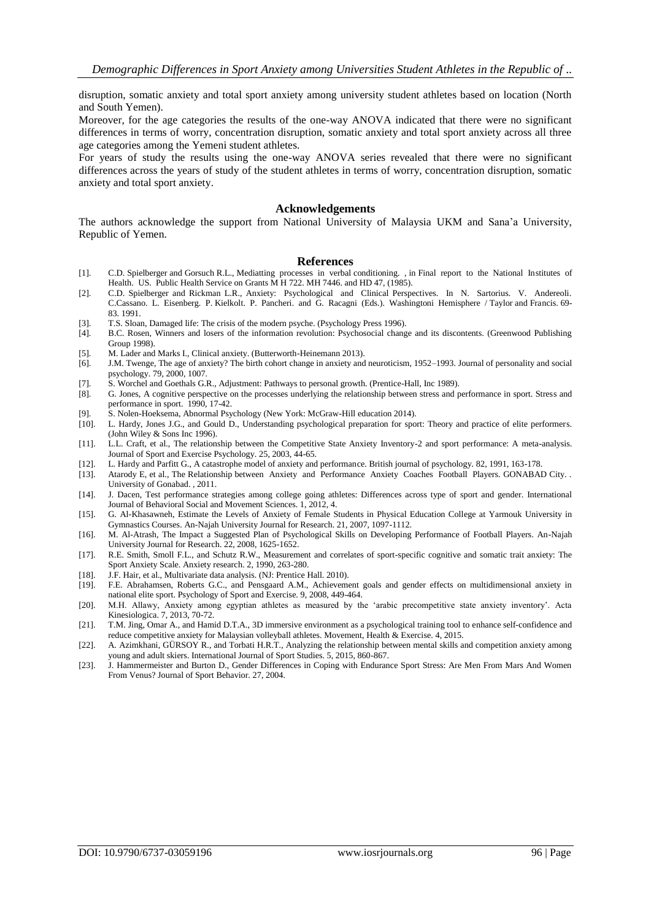disruption, somatic anxiety and total sport anxiety among university student athletes based on location (North and South Yemen).

Moreover, for the age categories the results of the one-way ANOVA indicated that there were no significant differences in terms of worry, concentration disruption, somatic anxiety and total sport anxiety across all three age categories among the Yemeni student athletes.

For years of study the results using the one-way ANOVA series revealed that there were no significant differences across the years of study of the student athletes in terms of worry, concentration disruption, somatic anxiety and total sport anxiety.

## Acknowledgements

The authors acknowledge the support from National University of Malaysia UKM and Sana'a University, Republic of Yemen.

## References

[1]. C.D. Spielberger and Gorsuch R.L., Mediatting processes in verbal conditioning. , in Final report to the National Institutes of Health. US. Public Health Service on Grants M H 722. MH 7446. and HD 47, (1985).

[2]. C.D. Spielberger and Rickman L.R., Anxiety: Psychological and Clinical Perspectives. In N. Sartorius. V. Andereoli. C.Cassano. L. Eisenberg. P. Kielkolt. P. Pancheri. and G. Racagni (Eds.). Washingtoni Hemisphere / Taylor and Francis. 69-83. 1991.

[3]. T.S. Sloan, Damaged life: The crisis of the modern psyche. (Psychology Press 1996).

[4]. B.C. Rosen, Winners and losers of the information revolution: Psychosocial change and its discontents. (Greenwood Publishing Group 1998).

[5]. M. Lader and Marks I., Clinical anxiety. (Butterworth-Heinemann 2013).

[6]. J.M. Twenge, The age of anxiety? The birth cohort change in anxiety and neuroticism, 1952–1993. Journal of personality and social psychology. 79, 2000, 1007.

[7]. S. Worchel and Goethals G.R., Adjustment: Pathways to personal growth. (Prentice-Hall, Inc 1989).

[8]. G. Jones, A cognitive perspective on the processes underlying the relationship between stress and performance in sport. Stress and performance in sport. 1990, 17-42.

[9]. S. Nolen-Hoeksema, Abnormal Psychology (New York: McGraw-Hill education 2014).

[10]. L. Hardy, Jones J.G., and Gould D., Understanding psychological preparation for sport: Theory and practice of elite performers. (John Wiley & Sons Inc 1996).

[11]. L.L. Craft, et al., The relationship between the Competitive State Anxiety Inventory-2 and sport performance: A meta-analysis. Journal of Sport and Exercise Psychology. 25, 2003, 44-65.

[12]. L. Hardy and Parfitt G., A catastrophe model of anxiety and performance. British journal of psychology. 82, 1991, 163-178.

[13]. Atarody E, et al., The Relationship between Anxiety and Performance Anxiety Coaches Football Players. GONABAD City. . University of Gonabad. , 2011.

[14]. J. Dacen, Test performance strategies among college going athletes: Differences across type of sport and gender. International Journal of Behavioral Social and Movement Sciences. 1, 2012, 4.

[15]. G. Al-Khasawneh, Estimate the Levels of Anxiety of Female Students in Physical Education College at Yarmouk University in Gymnastics Courses. An-Najah University Journal for Research. 21, 2007, 1097-1112.

[16]. M. Al-Atrash, The Impact a Suggested Plan of Psychological Skills on Developing Performance of Football Players. An-Najah University Journal for Research. 22, 2008, 1625-1652.

[17]. R.E. Smith, Smoll F.L., and Schutz R.W., Measurement and correlates of sport-specific cognitive and somatic trait anxiety: The Sport Anxiety Scale. Anxiety research. 2, 1990, 263-280.

[18]. J.F. Hair, et al., Multivariate data analysis. (NJ: Prentice Hall. 2010).

[19]. F.E. Abrahamsen, Roberts G.C., and Pensgaard A.M., Achievement goals and gender effects on multidimensional anxiety in national elite sport. Psychology of Sport and Exercise. 9, 2008, 449-464.

[20]. M.H. Allawy, Anxiety among egyptian athletes as measured by the 'arabic precompetitive state anxiety inventory'. Acta Kinesiologica. 7, 2013, 70-72.

[21]. T.M. Jing, Omar A., and Hamid D.T.A., 3D immersive environment as a psychological training tool to enhance self-confidence and reduce competitive anxiety for Malaysian volleyball athletes. Movement, Health & Exercise. 4, 2015.

[22]. A. Azimkhani, GÜRSOY R., and Torbati H.R.T., Analyzing the relationship between mental skills and competition anxiety among young and adult skiers. International Journal of Sport Studies. 5, 2015, 860-867.

[23]. J. Hammermeister and Burton D., Gender Differences in Coping with Endurance Sport Stress: Are Men From Mars And Women From Venus? Journal of Sport Behavior. 27, 2004.